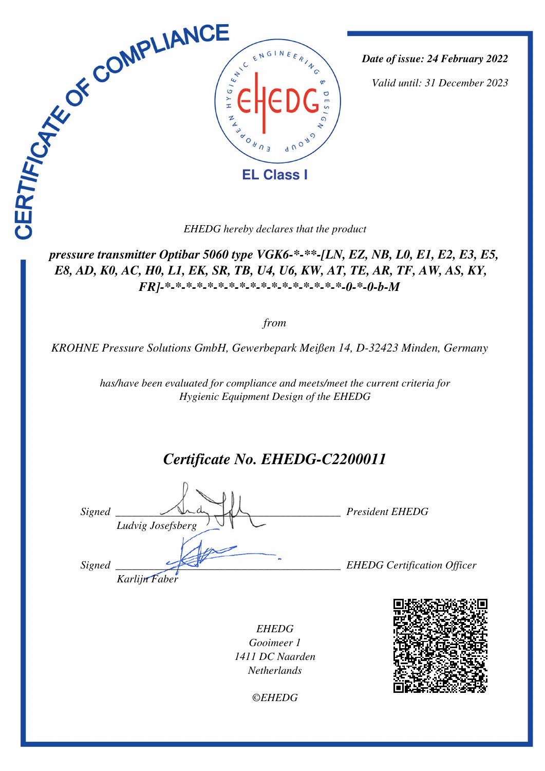# CERTIFICATE OF COMPLIANCE

EUROPEAN HYGIENIC ENGINEERING & DESIGN GROUP

EHEDG

**EL Class I**

***Date of issue: 24 February 2022***

*Valid until: 31 December 2023*

*EHEDG hereby declares that the product*

***pressure transmitter Optibar 5060 type VGK6-*-**-[LN, EZ, NB, L0, E1, E2, E3, E5, E8, AD, K0, AC, H0, L1, EK, SR, TB, U4, U6, KW, AT, TE, AR, TF, AW, AS, KY, FR]-*-*-*-*-*-*-*-*-*-*-*-*-*-*-*-*-*-*-0-*-0-b-M***

*from*

*KROHNE Pressure Solutions GmbH, Gewerbepark Meißen 14, D-32423 Minden, Germany*

*has/have been evaluated for compliance and meets/meet the current criteria for Hygienic Equipment Design of the EHEDG*

## *Certificate No. EHEDG-C2200011*

*Signed* ________________________________ *President EHEDG*
*Ludvig Josefsberg*

*Signed* ________________________________ *EHEDG Certification Officer*
*Karlijn Faber*

*EHEDG*
*Gooimeer 1*
*1411 DC Naarden*
*Netherlands*

*©EHEDG*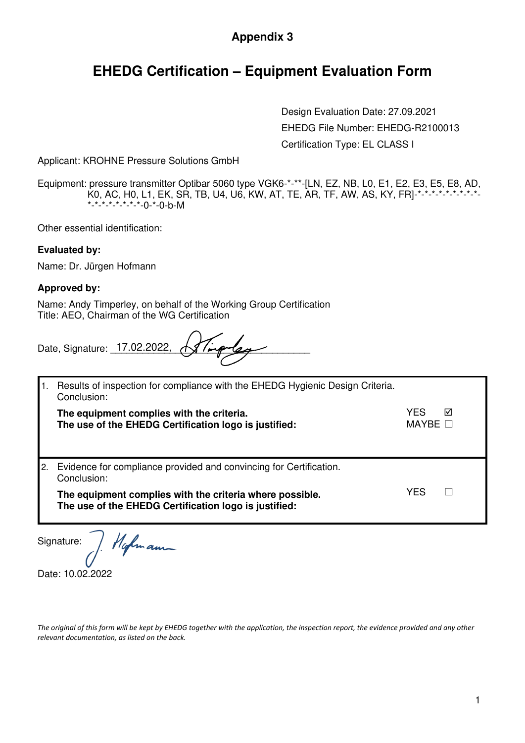**Appendix 3**

# EHEDG Certification – Equipment Evaluation Form

Design Evaluation Date: 27.09.2021

EHEDG File Number: EHEDG-R2100013

Certification Type: EL CLASS I

Applicant: KROHNE Pressure Solutions GmbH

Equipment: pressure transmitter Optibar 5060 type VGK6-*-**-[LN, EZ, NB, L0, E1, E2, E3, E5, E8, AD, K0, AC, H0, L1, EK, SR, TB, U4, U6, KW, AT, TE, AR, TF, AW, AS, KY, FR]-*-*-*-*-*-*-*-*-*-*-*-*-*-*-*-*-*-0-*-0-b-M

Other essential identification:

**Evaluated by:**

Name: Dr. Jürgen Hofmann

**Approved by:**

Name: Andy Timperley, on behalf of the Working Group Certification
Title: AEO, Chairman of the WG Certification

Date, Signature: 17.02.2022, [signature]

| | |
|---|---|
| 1. Results of inspection for compliance with the EHEDG Hygienic Design Criteria. Conclusion:<br>**The equipment complies with the criteria.**<br>**The use of the EHEDG Certification logo is justified:** | YES ☑<br>MAYBE ☐ |
| 2. Evidence for compliance provided and convincing for Certification. Conclusion:<br>**The equipment complies with the criteria where possible.**<br>**The use of the EHEDG Certification logo is justified:** | YES ☐ |

Signature: [signature]

Date: 10.02.2022

*The original of this form will be kept by EHEDG together with the application, the inspection report, the evidence provided and any other relevant documentation, as listed on the back.*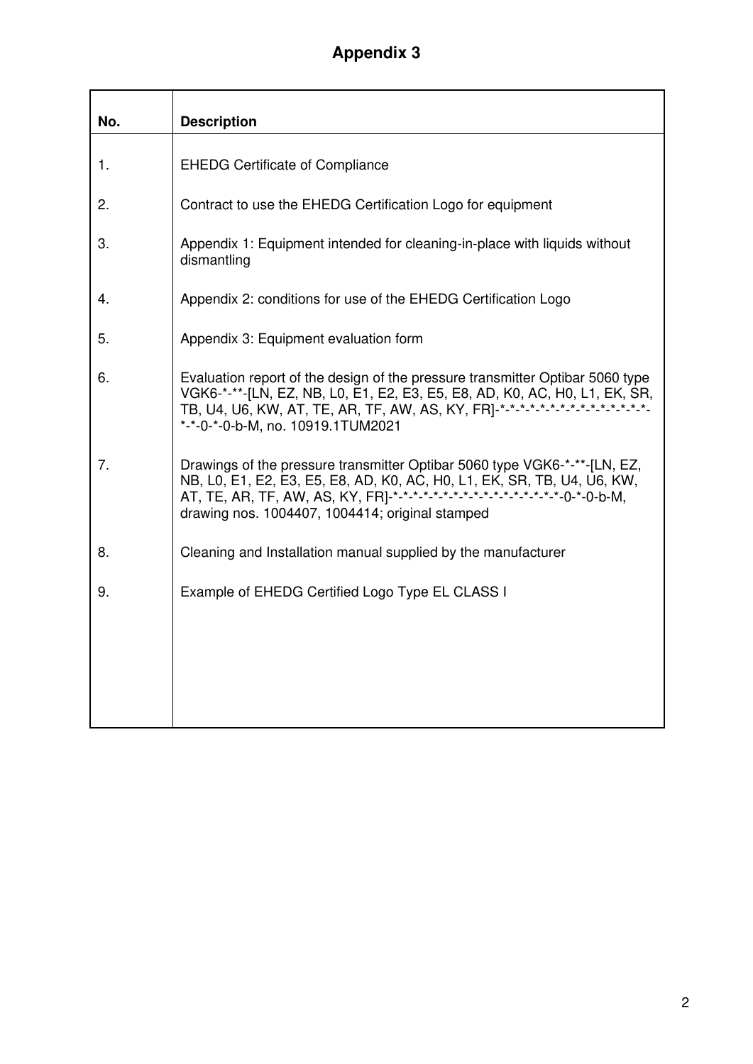# Appendix 3

| No. | Description |
|---|---|
| 1. | EHEDG Certificate of Compliance |
| 2. | Contract to use the EHEDG Certification Logo for equipment |
| 3. | Appendix 1: Equipment intended for cleaning-in-place with liquids without dismantling |
| 4. | Appendix 2: conditions for use of the EHEDG Certification Logo |
| 5. | Appendix 3: Equipment evaluation form |
| 6. | Evaluation report of the design of the pressure transmitter Optibar 5060 type VGK6-*-**-[LN, EZ, NB, L0, E1, E2, E3, E5, E8, AD, K0, AC, H0, L1, EK, SR, TB, U4, U6, KW, AT, TE, AR, TF, AW, AS, KY, FR]-*-*-*-*-*-*-*-*-*-*-*-*-*-*-*-*-*-0-*-0-b-M, no. 10919.1TUM2021 |
| 7. | Drawings of the pressure transmitter Optibar 5060 type VGK6-*-**-[LN, EZ, NB, L0, E1, E2, E3, E5, E8, AD, K0, AC, H0, L1, EK, SR, TB, U4, U6, KW, AT, TE, AR, TF, AW, AS, KY, FR]-*-*-*-*-*-*-*-*-*-*-*-*-*-*-*-*-*-0-*-0-b-M, drawing nos. 1004407, 1004414; original stamped |
| 8. | Cleaning and Installation manual supplied by the manufacturer |
| 9. | Example of EHEDG Certified Logo Type EL CLASS I |